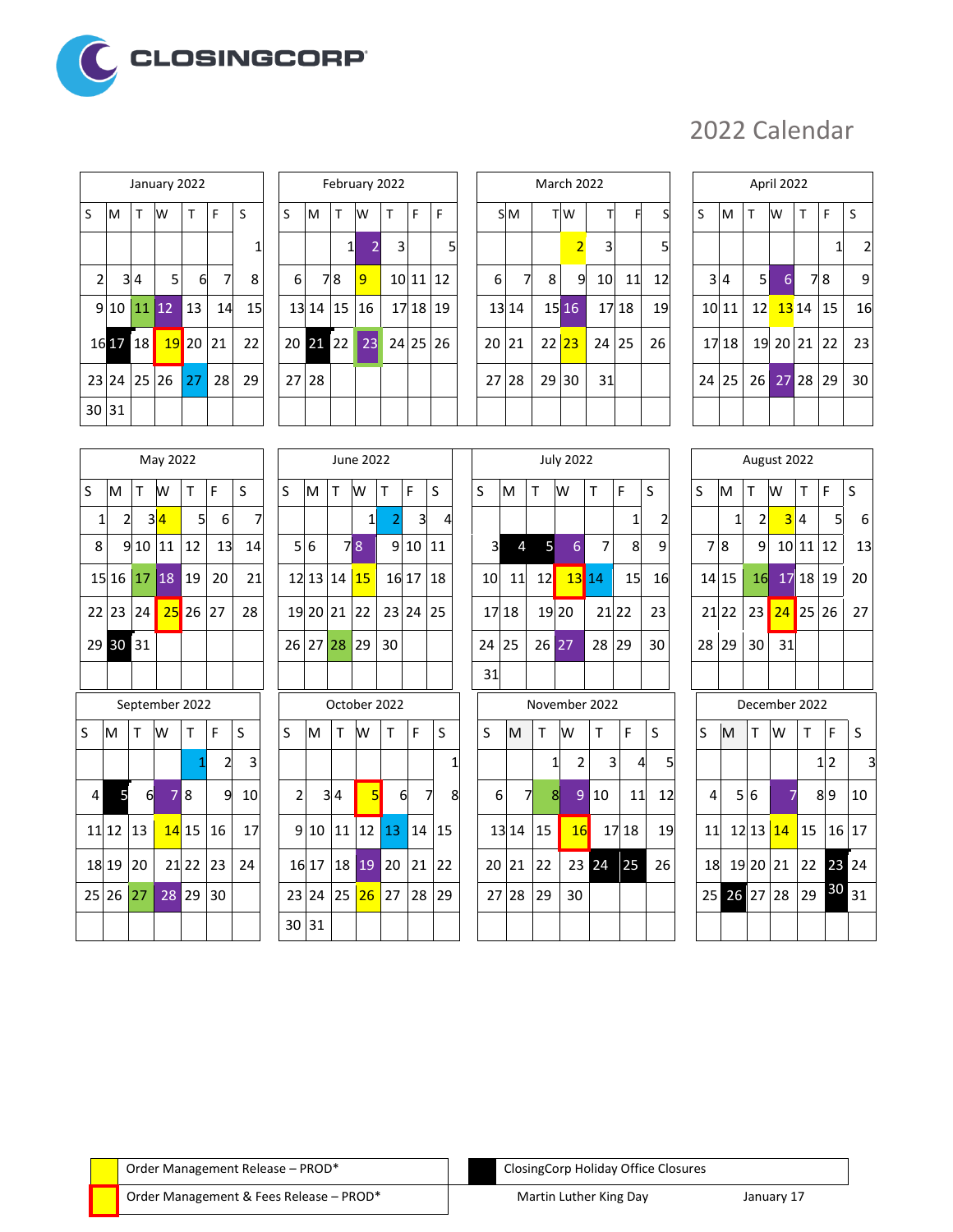CLOSINGCORP

# 2022 Calendar

| January 2022 | | | | | | |
|---|---|---|---|---|---|---|
| S | M | T | W | T | F | S |
| | | | | | | 1 |
| 2 | 3 | 4 | 5 | 6 | 7 | 8 |
| 9 | 10 | 11 | 12 | 13 | 14 | 15 |
| 16 | 17 | 18 | 19 | 20 | 21 | 22 |
| 23 | 24 | 25 | 26 | 27 | 28 | 29 |
| 30 | 31 | | | | | |

| February 2022 | | | | | | |
|---|---|---|---|---|---|---|
| S | M | T | W | T | F | F |
| | | 1 | 2 | 3 | | 5 |
| 6 | 7 | 8 | 9 | 10 | 11 | 12 |
| 13 | 14 | 15 | 16 | 17 | 18 | 19 |
| 20 | 21 | 22 | 23 | 24 | 25 | 26 |
| 27 | 28 | | | | | |

| March 2022 | | | | | | |
|---|---|---|---|---|---|---|
| S | M | T | W | T | F | S |
| | | | 2 | 3 | | 5 |
| 6 | 7 | 8 | 9 | 10 | 11 | 12 |
| 13 | 14 | 15 | 16 | 17 | 18 | 19 |
| 20 | 21 | 22 | 23 | 24 | 25 | 26 |
| 27 | 28 | 29 | 30 | 31 | | |

| April 2022 | | | | | | |
|---|---|---|---|---|---|---|
| S | M | T | W | T | F | S |
| | | | | | 1 | 2 |
| 3 | 4 | 5 | 6 | 7 | 8 | 9 |
| 10 | 11 | 12 | 13 | 14 | 15 | 16 |
| 17 | 18 | 19 | 20 | 21 | 22 | 23 |
| 24 | 25 | 26 | 27 | 28 | 29 | 30 |

| May 2022 | | | | | | |
|---|---|---|---|---|---|---|
| S | M | T | W | T | F | S |
| 1 | 2 | 3 | 4 | 5 | 6 | 7 |
| 8 | 9 | 10 | 11 | 12 | 13 | 14 |
| 15 | 16 | 17 | 18 | 19 | 20 | 21 |
| 22 | 23 | 24 | 25 | 26 | 27 | 28 |
| 29 | 30 | 31 | | | | |

| June 2022 | | | | | | |
|---|---|---|---|---|---|---|
| S | M | T | W | T | F | S |
| | | | 1 | 2 | 3 | 4 |
| 5 | 6 | 7 | 8 | 9 | 10 | 11 |
| 12 | 13 | 14 | 15 | 16 | 17 | 18 |
| 19 | 20 | 21 | 22 | 23 | 24 | 25 |
| 26 | 27 | 28 | 29 | 30 | | |

| July 2022 | | | | | | |
|---|---|---|---|---|---|---|
| S | M | T | W | T | F | S |
| | | | | | 1 | 2 |
| 3 | 4 | 5 | 6 | 7 | 8 | 9 |
| 10 | 11 | 12 | 13 | 14 | 15 | 16 |
| 17 | 18 | 19 | 20 | 21 | 22 | 23 |
| 24 | 25 | 26 | 27 | 28 | 29 | 30 |
| 31 | | | | | | |

| August 2022 | | | | | | |
|---|---|---|---|---|---|---|
| S | M | T | W | T | F | S |
| | 1 | 2 | 3 | 4 | 5 | 6 |
| 7 | 8 | 9 | 10 | 11 | 12 | 13 |
| 14 | 15 | 16 | 17 | 18 | 19 | 20 |
| 21 | 22 | 23 | 24 | 25 | 26 | 27 |
| 28 | 29 | 30 | 31 | | | |

| September 2022 | | | | | | |
|---|---|---|---|---|---|---|
| S | M | T | W | T | F | S |
| | | | | 1 | 2 | 3 |
| 4 | 5 | 6 | 7 | 8 | 9 | 10 |
| 11 | 12 | 13 | 14 | 15 | 16 | 17 |
| 18 | 19 | 20 | 21 | 22 | 23 | 24 |
| 25 | 26 | 27 | 28 | 29 | 30 | |

| October 2022 | | | | | | |
|---|---|---|---|---|---|---|
| S | M | T | W | T | F | S |
| | | | | | | 1 |
| 2 | 3 | 4 | 5 | 6 | 7 | 8 |
| 9 | 10 | 11 | 12 | 13 | 14 | 15 |
| 16 | 17 | 18 | 19 | 20 | 21 | 22 |
| 23 | 24 | 25 | 26 | 27 | 28 | 29 |
| 30 | 31 | | | | | |

| November 2022 | | | | | | |
|---|---|---|---|---|---|---|
| S | M | T | W | T | F | S |
| | | 1 | 2 | 3 | 4 | 5 |
| 6 | 7 | 8 | 9 | 10 | 11 | 12 |
| 13 | 14 | 15 | 16 | 17 | 18 | 19 |
| 20 | 21 | 22 | 23 | 24 | 25 | 26 |
| 27 | 28 | 29 | 30 | | | |

| December 2022 | | | | | | |
|---|---|---|---|---|---|---|
| S | M | T | W | T | F | S |
| | | | | 1 | 2 | 3 |
| 4 | 5 | 6 | 7 | 8 | 9 | 10 |
| 11 | 12 | 13 | 14 | 15 | 16 | 17 |
| 18 | 19 | 20 | 21 | 22 | 23 | 24 |
| 25 | 26 | 27 | 28 | 29 | 30 | 31 |

| Legend | |
|---|---|
| Order Management Release – PROD* | |
| Order Management & Fees Release – PROD* | |

| ClosingCorp Holiday Office Closures | |
|---|---|
| Martin Luther King Day | January 17 |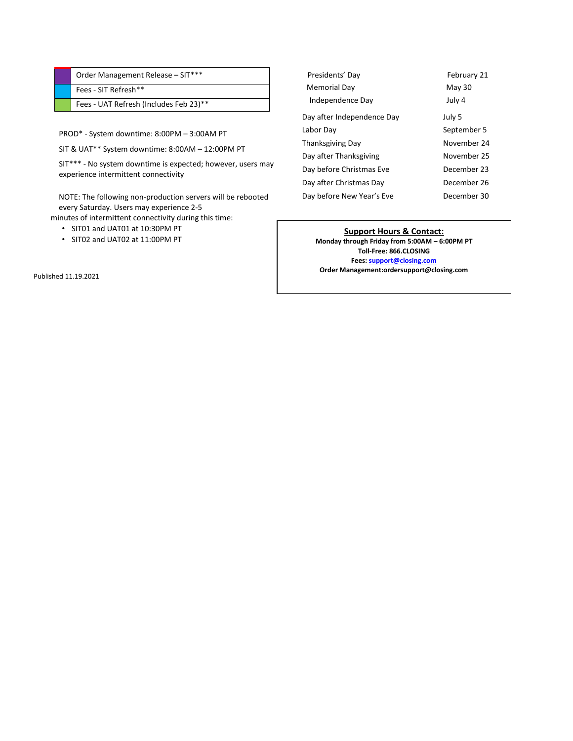| | |
|---|---|
| | Order Management Release – SIT*** |
| | Fees - SIT Refresh** |
| | Fees - UAT Refresh (Includes Feb 23)** |

PROD* - System downtime: 8:00PM – 3:00AM PT

SIT & UAT** System downtime: 8:00AM – 12:00PM PT

SIT*** - No system downtime is expected; however, users may experience intermittent connectivity

NOTE: The following non-production servers will be rebooted every Saturday. Users may experience 2-5 minutes of intermittent connectivity during this time:

- SIT01 and UAT01 at 10:30PM PT
- SIT02 and UAT02 at 11:00PM PT

Published 11.19.2021

| | |
|---|---|
| Presidents' Day | February 21 |
| Memorial Day | May 30 |
| Independence Day | July 4 |
| Day after Independence Day | July 5 |
| Labor Day | September 5 |
| Thanksgiving Day | November 24 |
| Day after Thanksgiving | November 25 |
| Day before Christmas Eve | December 23 |
| Day after Christmas Day | December 26 |
| Day before New Year's Eve | December 30 |

**Support Hours & Contact:**

**Monday through Friday from 5:00AM – 6:00PM PT**

**Toll-Free: 866.CLOSING**

**Fees: support@closing.com**

**Order Management:ordersupport@closing.com**